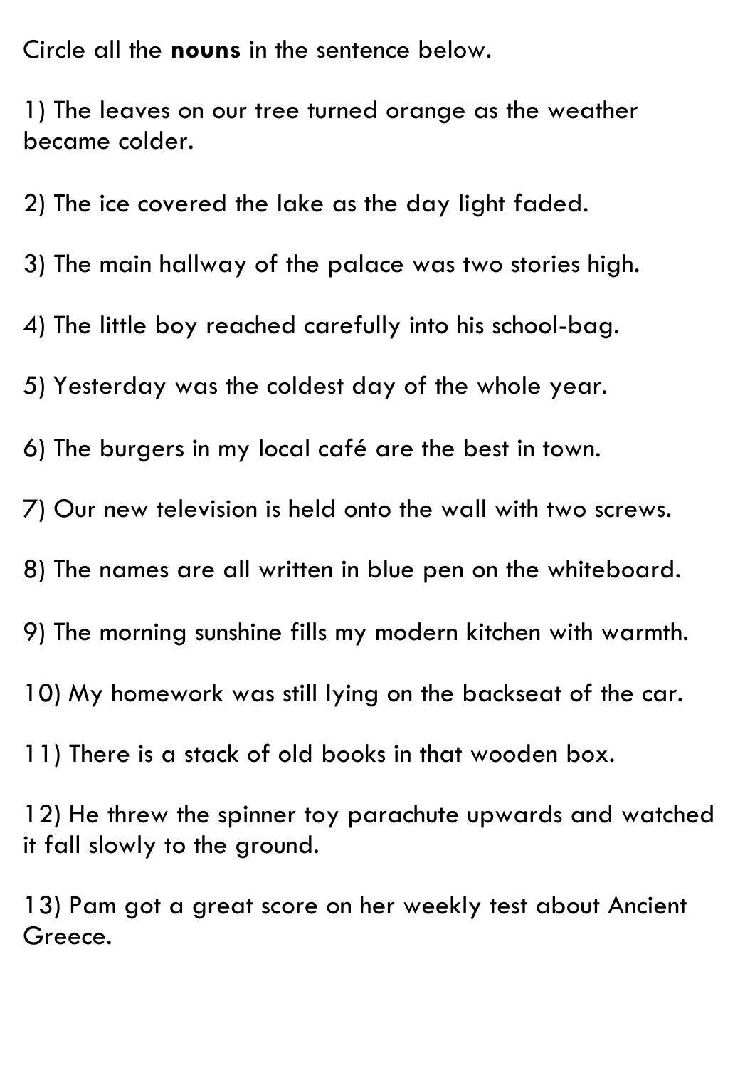Circle all the **nouns** in the sentence below.

1) The leaves on our tree turned orange as the weather became colder.

2) The ice covered the lake as the day light faded.

3) The main hallway of the palace was two stories high.

4) The little boy reached carefully into his school-bag.

5) Yesterday was the coldest day of the whole year.

6) The burgers in my local café are the best in town.

7) Our new television is held onto the wall with two screws.

8) The names are all written in blue pen on the whiteboard.

9) The morning sunshine fills my modern kitchen with warmth.

10) My homework was still lying on the backseat of the car.

11) There is a stack of old books in that wooden box.

12) He threw the spinner toy parachute upwards and watched it fall slowly to the ground.

13) Pam got a great score on her weekly test about Ancient Greece.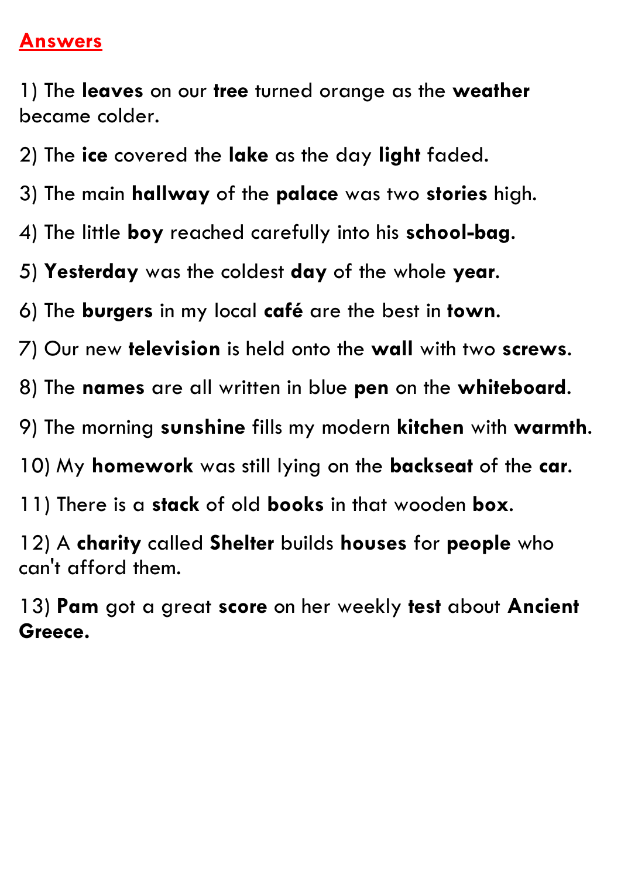## Answers

1) The **leaves** on our **tree** turned orange as the **weather** became colder.

2) The **ice** covered the **lake** as the day **light** faded.

3) The main **hallway** of the **palace** was two **stories** high.

4) The little **boy** reached carefully into his **school-bag**.

5) **Yesterday** was the coldest **day** of the whole **year**.

6) The **burgers** in my local **café** are the best in **town**.

7) Our new **television** is held onto the **wall** with two **screws**.

8) The **names** are all written in blue **pen** on the **whiteboard**.

9) The morning **sunshine** fills my modern **kitchen** with **warmth**.

10) My **homework** was still lying on the **backseat** of the **car**.

11) There is a **stack** of old **books** in that wooden **box**.

12) A **charity** called **Shelter** builds **houses** for **people** who can't afford them.

13) **Pam** got a great **score** on her weekly **test** about **Ancient Greece.**